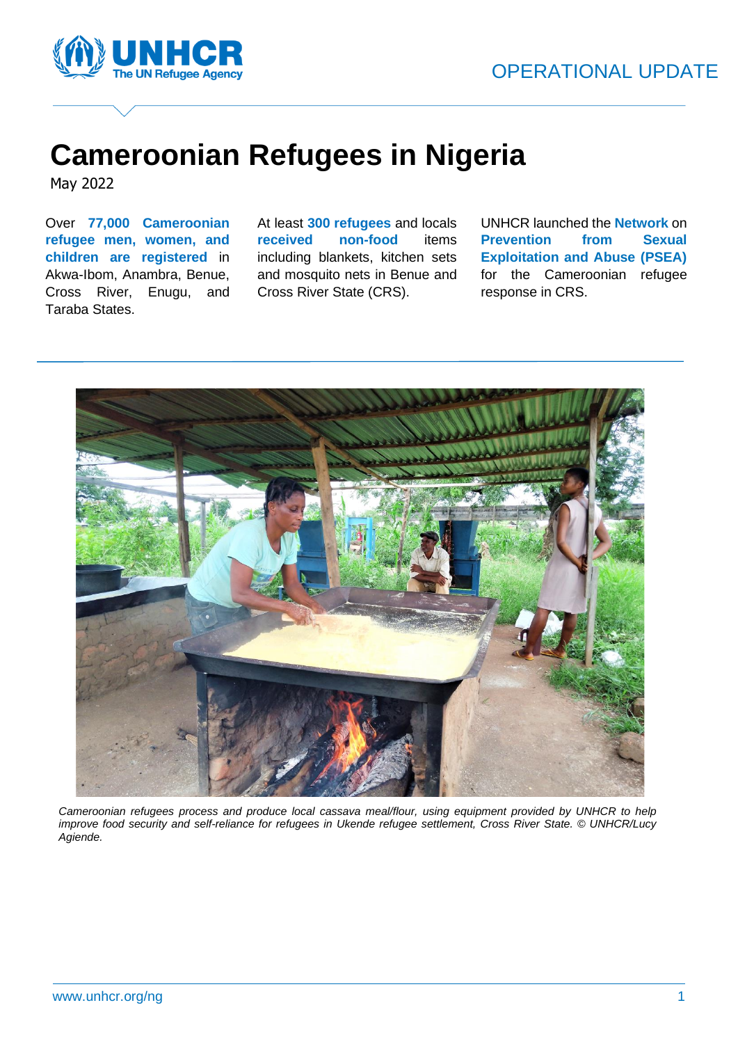OPERATIONAL UPDATE

# Cameroonian Refugees in Nigeria

May 2022

Over **77,000 Cameroonian refugee men, women, and children are registered** in Akwa-Ibom, Anambra, Benue, Cross River, Enugu, and Taraba States.

At least **300 refugees** and locals **received non-food** items including blankets, kitchen sets and mosquito nets in Benue and Cross River State (CRS).

UNHCR launched the **Network** on **Prevention from Sexual Exploitation and Abuse (PSEA)** for the Cameroonian refugee response in CRS.

*Cameroonian refugees process and produce local cassava meal/flour, using equipment provided by UNHCR to help improve food security and self-reliance for refugees in Ukende refugee settlement, Cross River State. © UNHCR/Lucy Agiende.*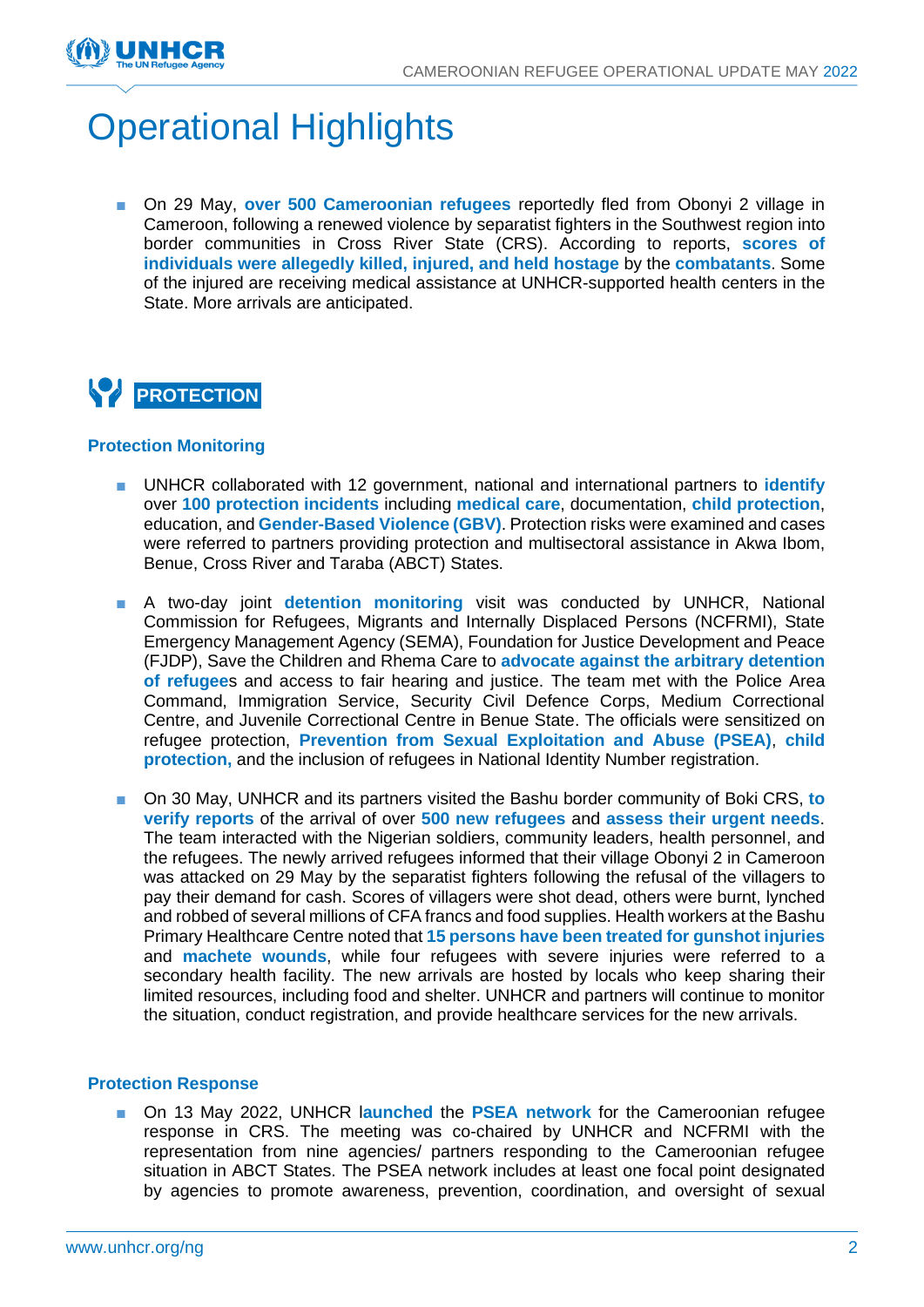# Operational Highlights

- On 29 May, **over 500 Cameroonian refugees** reportedly fled from Obonyi 2 village in Cameroon, following a renewed violence by separatist fighters in the Southwest region into border communities in Cross River State (CRS). According to reports, **scores of individuals were allegedly killed, injured, and held hostage** by the **combatants**. Some of the injured are receiving medical assistance at UNHCR-supported health centers in the State. More arrivals are anticipated.

## PROTECTION

### Protection Monitoring

- UNHCR collaborated with 12 government, national and international partners to **identify** over **100 protection incidents** including **medical care**, documentation, **child protection**, education, and **Gender-Based Violence (GBV)**. Protection risks were examined and cases were referred to partners providing protection and multisectoral assistance in Akwa Ibom, Benue, Cross River and Taraba (ABCT) States.

- A two-day joint **detention monitoring** visit was conducted by UNHCR, National Commission for Refugees, Migrants and Internally Displaced Persons (NCFRMI), State Emergency Management Agency (SEMA), Foundation for Justice Development and Peace (FJDP), Save the Children and Rhema Care to **advocate against the arbitrary detention of refugee**s and access to fair hearing and justice. The team met with the Police Area Command, Immigration Service, Security Civil Defence Corps, Medium Correctional Centre, and Juvenile Correctional Centre in Benue State. The officials were sensitized on refugee protection, **Prevention from Sexual Exploitation and Abuse (PSEA)**, **child protection,** and the inclusion of refugees in National Identity Number registration.

- On 30 May, UNHCR and its partners visited the Bashu border community of Boki CRS, **to verify reports** of the arrival of over **500 new refugees** and **assess their urgent needs**. The team interacted with the Nigerian soldiers, community leaders, health personnel, and the refugees. The newly arrived refugees informed that their village Obonyi 2 in Cameroon was attacked on 29 May by the separatist fighters following the refusal of the villagers to pay their demand for cash. Scores of villagers were shot dead, others were burnt, lynched and robbed of several millions of CFA francs and food supplies. Health workers at the Bashu Primary Healthcare Centre noted that **15 persons have been treated for gunshot injuries** and **machete wounds**, while four refugees with severe injuries were referred to a secondary health facility. The new arrivals are hosted by locals who keep sharing their limited resources, including food and shelter. UNHCR and partners will continue to monitor the situation, conduct registration, and provide healthcare services for the new arrivals.

### Protection Response

- On 13 May 2022, UNHCR l**aunched** the **PSEA network** for the Cameroonian refugee response in CRS. The meeting was co-chaired by UNHCR and NCFRMI with the representation from nine agencies/ partners responding to the Cameroonian refugee situation in ABCT States. The PSEA network includes at least one focal point designated by agencies to promote awareness, prevention, coordination, and oversight of sexual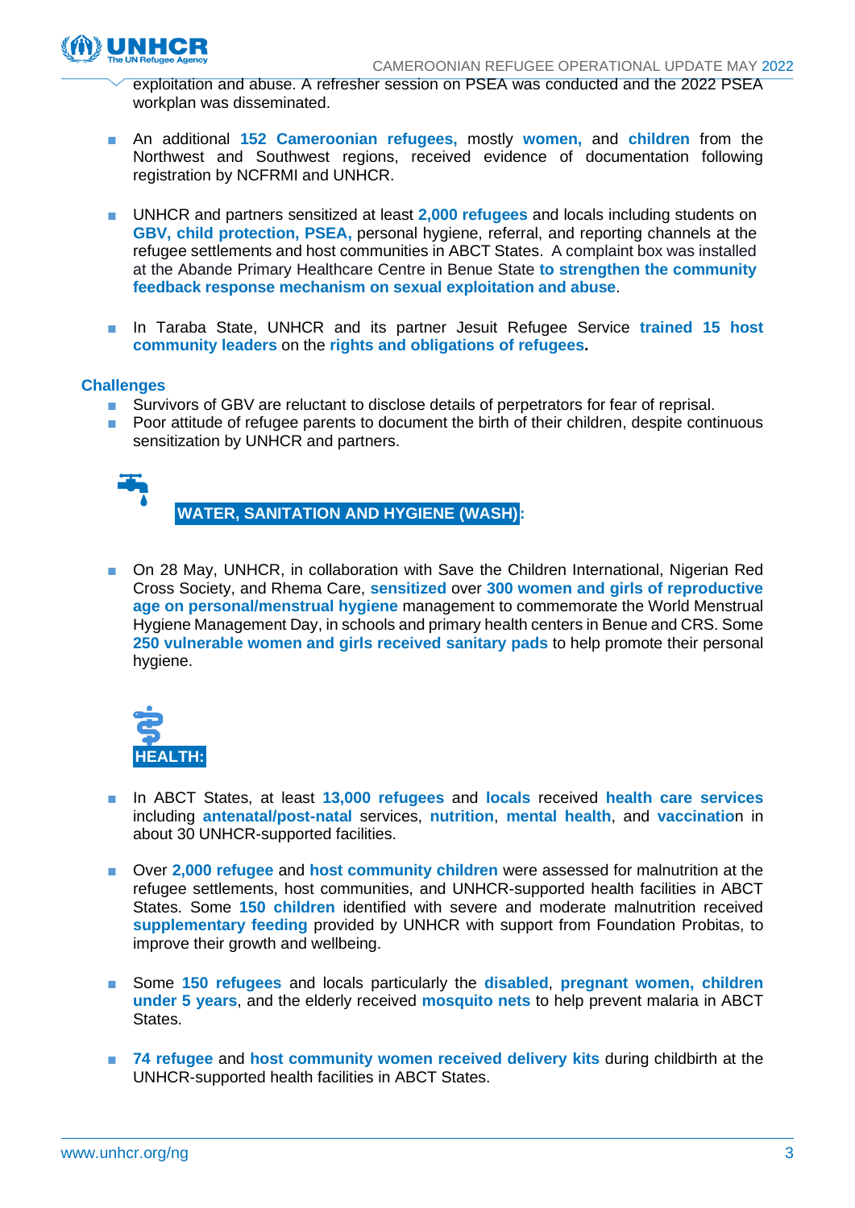exploitation and abuse. A refresher session on PSEA was conducted and the 2022 PSEA workplan was disseminated.

- An additional **152 Cameroonian refugees,** mostly **women,** and **children** from the Northwest and Southwest regions, received evidence of documentation following registration by NCFRMI and UNHCR.

- UNHCR and partners sensitized at least **2,000 refugees** and locals including students on **GBV, child protection, PSEA,** personal hygiene, referral, and reporting channels at the refugee settlements and host communities in ABCT States. A complaint box was installed at the Abande Primary Healthcare Centre in Benue State **to strengthen the community feedback response mechanism on sexual exploitation and abuse**.

- In Taraba State, UNHCR and its partner Jesuit Refugee Service **trained 15 host community leaders** on the **rights and obligations of refugees.**

### Challenges

- Survivors of GBV are reluctant to disclose details of perpetrators for fear of reprisal.
- Poor attitude of refugee parents to document the birth of their children, despite continuous sensitization by UNHCR and partners.

## WATER, SANITATION AND HYGIENE (WASH):

- On 28 May, UNHCR, in collaboration with Save the Children International, Nigerian Red Cross Society, and Rhema Care, **sensitized** over **300 women and girls of reproductive age on personal/menstrual hygiene** management to commemorate the World Menstrual Hygiene Management Day, in schools and primary health centers in Benue and CRS. Some **250 vulnerable women and girls received sanitary pads** to help promote their personal hygiene.

## HEALTH:

- In ABCT States, at least **13,000 refugees** and **locals** received **health care services** including **antenatal/post-natal** services, **nutrition**, **mental health**, and **vaccination** in about 30 UNHCR-supported facilities.

- Over **2,000 refugee** and **host community children** were assessed for malnutrition at the refugee settlements, host communities, and UNHCR-supported health facilities in ABCT States. Some **150 children** identified with severe and moderate malnutrition received **supplementary feeding** provided by UNHCR with support from Foundation Probitas, to improve their growth and wellbeing.

- Some **150 refugees** and locals particularly the **disabled**, **pregnant women, children under 5 years**, and the elderly received **mosquito nets** to help prevent malaria in ABCT States.

- **74 refugee** and **host community women received delivery kits** during childbirth at the UNHCR-supported health facilities in ABCT States.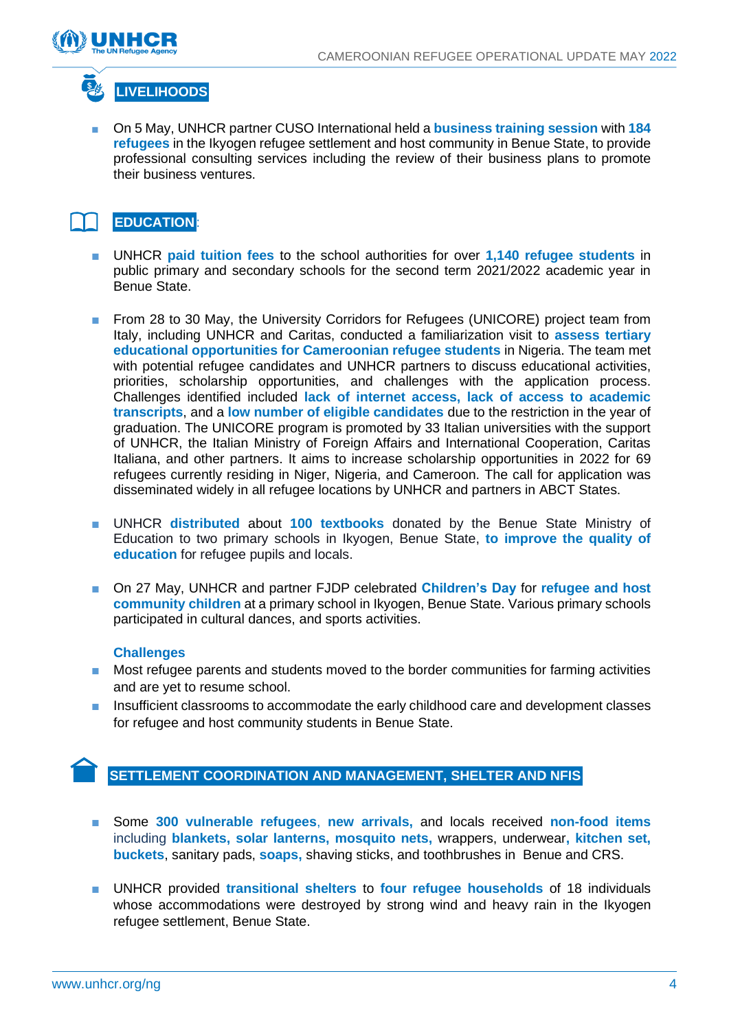## LIVELIHOODS

- On 5 May, UNHCR partner CUSO International held a **business training session** with **184 refugees** in the Ikyogen refugee settlement and host community in Benue State, to provide professional consulting services including the review of their business plans to promote their business ventures.

## EDUCATION:

- UNHCR **paid tuition fees** to the school authorities for over **1,140 refugee students** in public primary and secondary schools for the second term 2021/2022 academic year in Benue State.

- From 28 to 30 May, the University Corridors for Refugees (UNICORE) project team from Italy, including UNHCR and Caritas, conducted a familiarization visit to **assess tertiary educational opportunities for Cameroonian refugee students** in Nigeria. The team met with potential refugee candidates and UNHCR partners to discuss educational activities, priorities, scholarship opportunities, and challenges with the application process. Challenges identified included **lack of internet access, lack of access to academic transcripts**, and a **low number of eligible candidates** due to the restriction in the year of graduation. The UNICORE program is promoted by 33 Italian universities with the support of UNHCR, the Italian Ministry of Foreign Affairs and International Cooperation, Caritas Italiana, and other partners. It aims to increase scholarship opportunities in 2022 for 69 refugees currently residing in Niger, Nigeria, and Cameroon. The call for application was disseminated widely in all refugee locations by UNHCR and partners in ABCT States.

- UNHCR **distributed** about **100 textbooks** donated by the Benue State Ministry of Education to two primary schools in Ikyogen, Benue State, **to improve the quality of education** for refugee pupils and locals.

- On 27 May, UNHCR and partner FJDP celebrated **Children's Day** for **refugee and host community children** at a primary school in Ikyogen, Benue State. Various primary schools participated in cultural dances, and sports activities.

**Challenges**

- Most refugee parents and students moved to the border communities for farming activities and are yet to resume school.
- Insufficient classrooms to accommodate the early childhood care and development classes for refugee and host community students in Benue State.

## SETTLEMENT COORDINATION AND MANAGEMENT, SHELTER AND NFIS

- Some **300 vulnerable refugees**, **new arrivals,** and locals received **non-food items** including **blankets, solar lanterns, mosquito nets,** wrappers, underwear**, kitchen set, buckets**, sanitary pads, **soaps,** shaving sticks, and toothbrushes in Benue and CRS.

- UNHCR provided **transitional shelters** to **four refugee households** of 18 individuals whose accommodations were destroyed by strong wind and heavy rain in the Ikyogen refugee settlement, Benue State.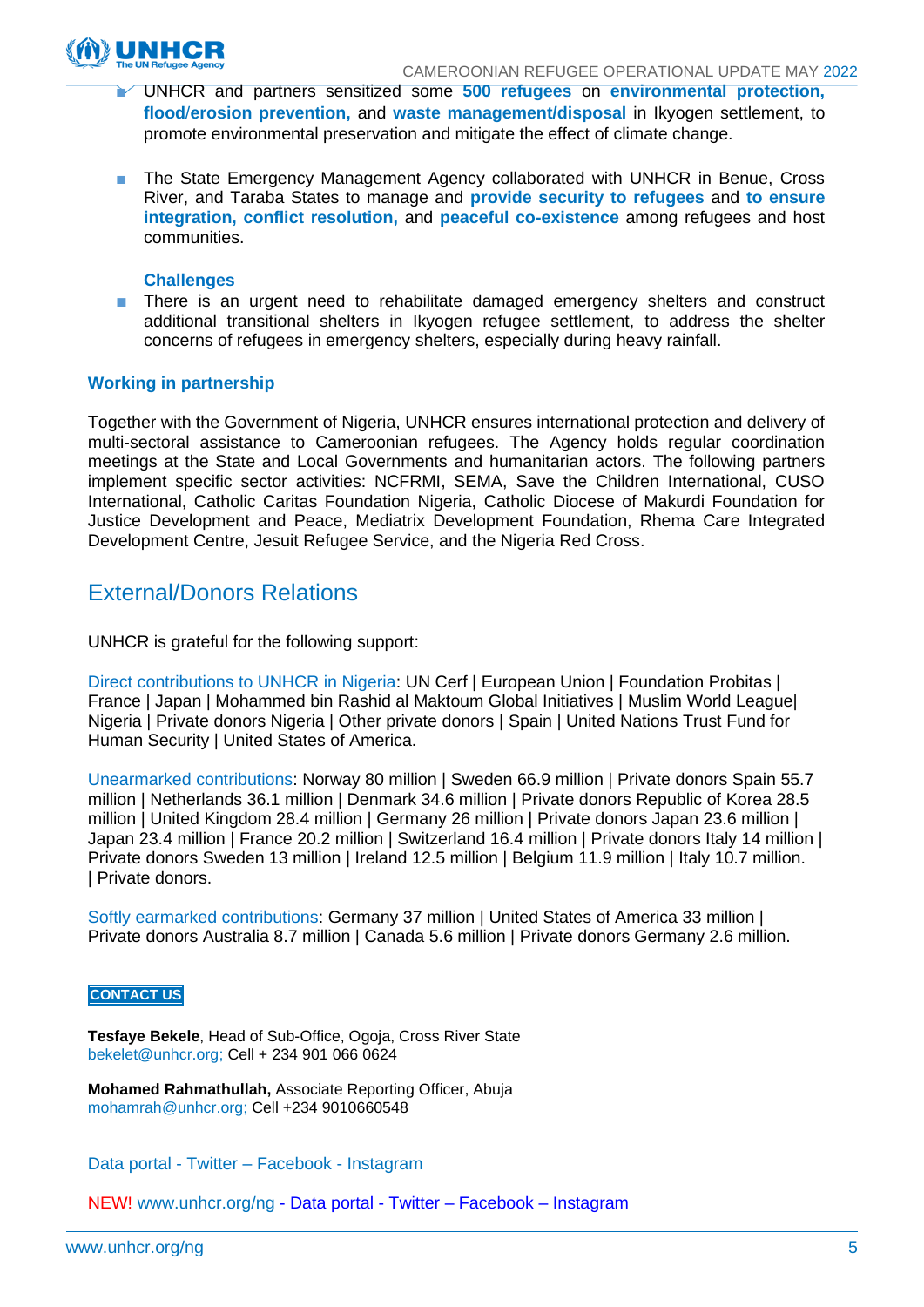- UNHCR and partners sensitized some **500 refugees** on **environmental protection, flood/erosion prevention,** and **waste management/disposal** in Ikyogen settlement, to promote environmental preservation and mitigate the effect of climate change.

- The State Emergency Management Agency collaborated with UNHCR in Benue, Cross River, and Taraba States to manage and **provide security to refugees** and **to ensure integration, conflict resolution,** and **peaceful co-existence** among refugees and host communities.

**Challenges**

- There is an urgent need to rehabilitate damaged emergency shelters and construct additional transitional shelters in Ikyogen refugee settlement, to address the shelter concerns of refugees in emergency shelters, especially during heavy rainfall.

### Working in partnership

Together with the Government of Nigeria, UNHCR ensures international protection and delivery of multi-sectoral assistance to Cameroonian refugees. The Agency holds regular coordination meetings at the State and Local Governments and humanitarian actors. The following partners implement specific sector activities: NCFRMI, SEMA, Save the Children International, CUSO International, Catholic Caritas Foundation Nigeria, Catholic Diocese of Makurdi Foundation for Justice Development and Peace, Mediatrix Development Foundation, Rhema Care Integrated Development Centre, Jesuit Refugee Service, and the Nigeria Red Cross.

## External/Donors Relations

UNHCR is grateful for the following support:

Direct contributions to UNHCR in Nigeria: UN Cerf | European Union | Foundation Probitas | France | Japan | Mohammed bin Rashid al Maktoum Global Initiatives | Muslim World League| Nigeria | Private donors Nigeria | Other private donors | Spain | United Nations Trust Fund for Human Security | United States of America.

Unearmarked contributions: Norway 80 million | Sweden 66.9 million | Private donors Spain 55.7 million | Netherlands 36.1 million | Denmark 34.6 million | Private donors Republic of Korea 28.5 million | United Kingdom 28.4 million | Germany 26 million | Private donors Japan 23.6 million | Japan 23.4 million | France 20.2 million | Switzerland 16.4 million | Private donors Italy 14 million | Private donors Sweden 13 million | Ireland 12.5 million | Belgium 11.9 million | Italy 10.7 million. | Private donors.

Softly earmarked contributions: Germany 37 million | United States of America 33 million | Private donors Australia 8.7 million | Canada 5.6 million | Private donors Germany 2.6 million.

**CONTACT US**

**Tesfaye Bekele**, Head of Sub-Office, Ogoja, Cross River State
bekelet@unhcr.org; Cell + 234 901 066 0624

**Mohamed Rahmathullah,** Associate Reporting Officer, Abuja
mohamrah@unhcr.org; Cell +234 9010660548

Data portal - Twitter – Facebook - Instagram

NEW! www.unhcr.org/ng - Data portal - Twitter – Facebook – Instagram